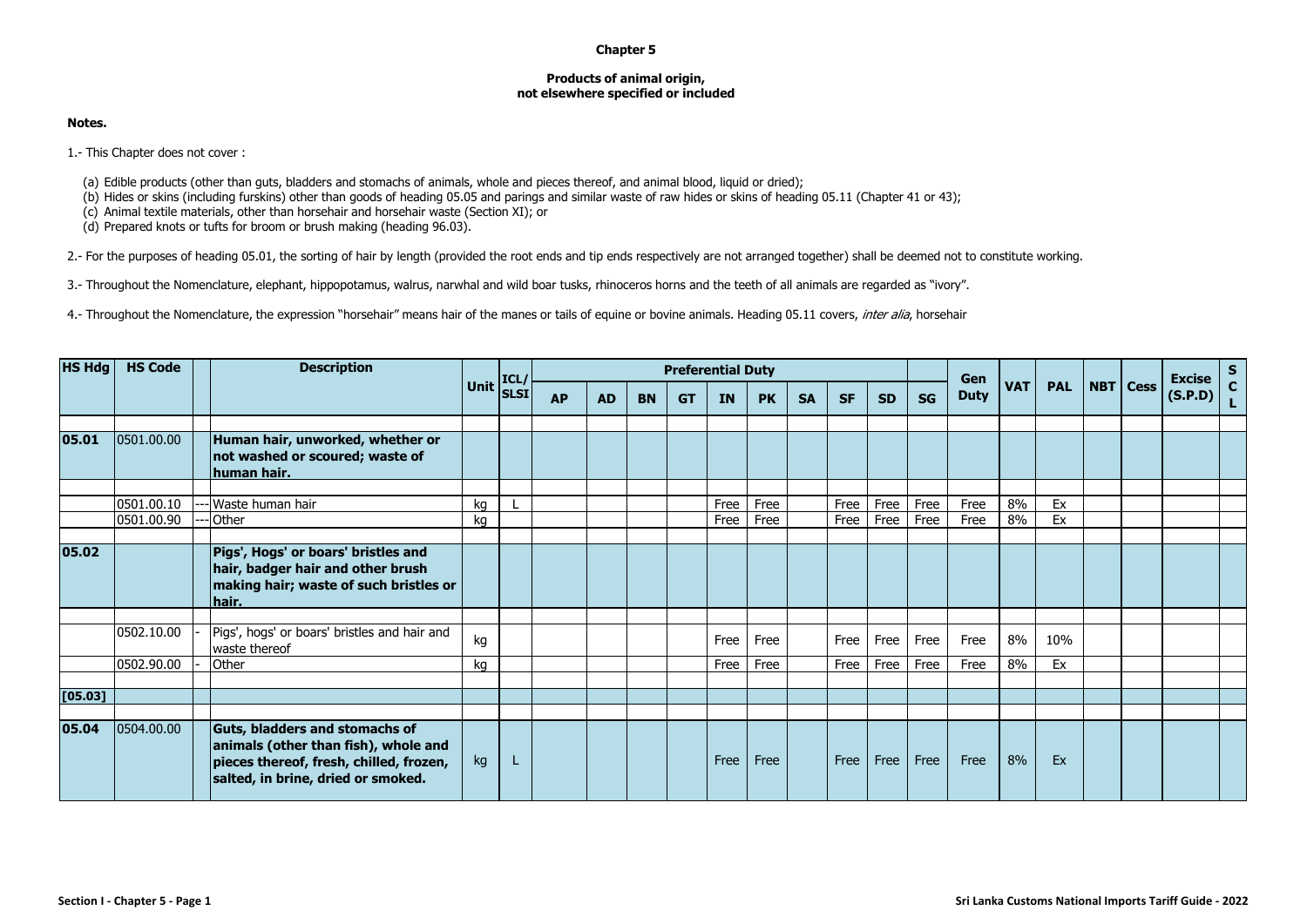# Chapter 5

## Products of animal origin, not elsewhere specified or included

**Notes.**

1.- This Chapter does not cover :

(a) Edible products (other than guts, bladders and stomachs of animals, whole and pieces thereof, and animal blood, liquid or dried);
(b) Hides or skins (including furskins) other than goods of heading 05.05 and parings and similar waste of raw hides or skins of heading 05.11 (Chapter 41 or 43);
(c) Animal textile materials, other than horsehair and horsehair waste (Section XI); or
(d) Prepared knots or tufts for broom or brush making (heading 96.03).

2.- For the purposes of heading 05.01, the sorting of hair by length (provided the root ends and tip ends respectively are not arranged together) shall be deemed not to constitute working.

3.- Throughout the Nomenclature, elephant, hippopotamus, walrus, narwhal and wild boar tusks, rhinoceros horns and the teeth of all animals are regarded as "ivory".

4.- Throughout the Nomenclature, the expression "horsehair" means hair of the manes or tails of equine or bovine animals. Heading 05.11 covers, *inter alia*, horsehair

| HS Hdg | HS Code | | Description | Unit | ICL/ SLSI | Preferential Duty | | | | | | | | | | Gen Duty | VAT | PAL | NBT | Cess | Excise (S.P.D) | SCL |
|---|---|---|---|---|---|---|---|---|---|---|---|---|---|---|---|---|---|---|---|---|---|---|
| | | | | | | AP | AD | BN | GT | IN | PK | SA | SF | SD | SG | | | | | | | |
| **05.01** | 0501.00.00 | | **Human hair, unworked, whether or not washed or scoured; waste of human hair.** | | | | | | | | | | | | | | | | | | | |
| | 0501.00.10 | --- | Waste human hair | kg | L | | | | | Free | Free | | Free | Free | Free | Free | 8% | Ex | | | | |
| | 0501.00.90 | --- | Other | kg | | | | | | Free | Free | | Free | Free | Free | Free | 8% | Ex | | | | |
| **05.02** | | | **Pigs', Hogs' or boars' bristles and hair, badger hair and other brush making hair; waste of such bristles or hair.** | | | | | | | | | | | | | | | | | | | |
| | 0502.10.00 | - | Pigs', hogs' or boars' bristles and hair and waste thereof | kg | | | | | | Free | Free | | Free | Free | Free | Free | 8% | 10% | | | | |
| | 0502.90.00 | - | Other | kg | | | | | | Free | Free | | Free | Free | Free | Free | 8% | Ex | | | | |
| **[05.03]** | | | | | | | | | | | | | | | | | | | | | | |
| **05.04** | 0504.00.00 | | **Guts, bladders and stomachs of animals (other than fish), whole and pieces thereof, fresh, chilled, frozen, salted, in brine, dried or smoked.** | kg | L | | | | | Free | Free | | Free | Free | Free | Free | 8% | Ex | | | | |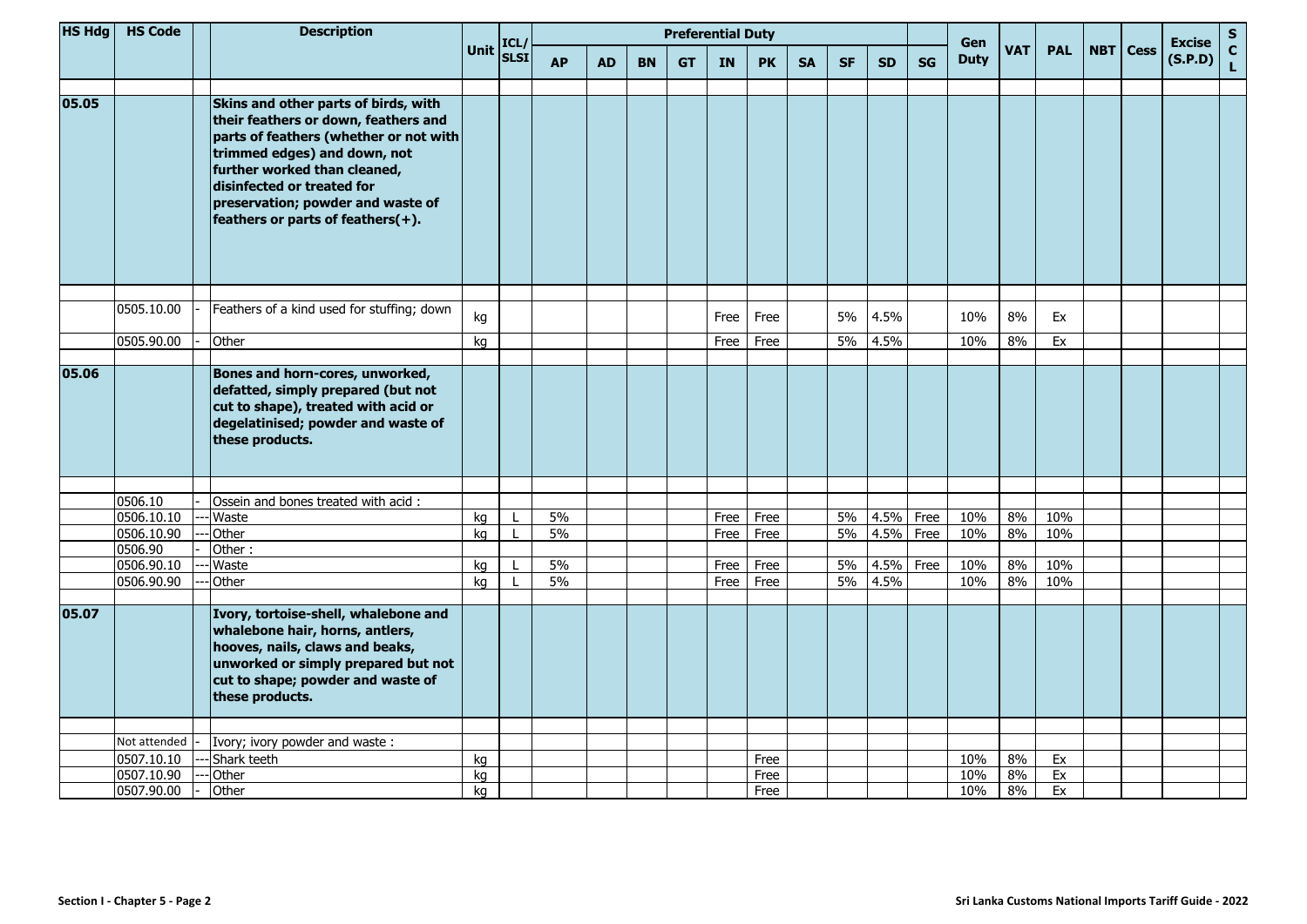| HS Hdg | HS Code | | Description | Unit | ICL/ SLSI | Preferential Duty | | | | | | | | | | Gen Duty | VAT | PAL | NBT | Cess | Excise (S.P.D) | S C L |
|---|---|---|---|---|---|---|---|---|---|---|---|---|---|---|---|---|---|---|---|---|---|---|
| | | | | | | AP | AD | BN | GT | IN | PK | SA | SF | SD | SG | | | | | | | |
| 05.05 | | | **Skins and other parts of birds, with their feathers or down, feathers and parts of feathers (whether or not with trimmed edges) and down, not further worked than cleaned, disinfected or treated for preservation; powder and waste of feathers or parts of feathers(+).** | | | | | | | | | | | | | | | | | | | |
| | 0505.10.00 | - | Feathers of a kind used for stuffing; down | kg | | | | | | Free | Free | | 5% | 4.5% | | 10% | 8% | Ex | | | | |
| | 0505.90.00 | - | Other | kg | | | | | | Free | Free | | 5% | 4.5% | | 10% | 8% | Ex | | | | |
| 05.06 | | | **Bones and horn-cores, unworked, defatted, simply prepared (but not cut to shape), treated with acid or degelatinised; powder and waste of these products.** | | | | | | | | | | | | | | | | | | | |
| | 0506.10 | - | Ossein and bones treated with acid : | | | | | | | | | | | | | | | | | | | |
| | 0506.10.10 | --- | Waste | kg | L | 5% | | | | Free | Free | | 5% | 4.5% | Free | 10% | 8% | 10% | | | | |
| | 0506.10.90 | --- | Other | kg | L | 5% | | | | Free | Free | | 5% | 4.5% | Free | 10% | 8% | 10% | | | | |
| | 0506.90 | - | Other : | | | | | | | | | | | | | | | | | | | |
| | 0506.90.10 | --- | Waste | kg | L | 5% | | | | Free | Free | | 5% | 4.5% | Free | 10% | 8% | 10% | | | | |
| | 0506.90.90 | --- | Other | kg | L | 5% | | | | Free | Free | | 5% | 4.5% | | 10% | 8% | 10% | | | | |
| 05.07 | | | **Ivory, tortoise-shell, whalebone and whalebone hair, horns, antlers, hooves, nails, claws and beaks, unworked or simply prepared but not cut to shape; powder and waste of these products.** | | | | | | | | | | | | | | | | | | | |
| | Not attended | - | Ivory; ivory powder and waste : | | | | | | | | | | | | | | | | | | | |
| | 0507.10.10 | --- | Shark teeth | kg | | | | | | | Free | | | | | 10% | 8% | Ex | | | | |
| | 0507.10.90 | --- | Other | kg | | | | | | | Free | | | | | 10% | 8% | Ex | | | | |
| | 0507.90.00 | - | Other | kg | | | | | | | Free | | | | | 10% | 8% | Ex | | | | |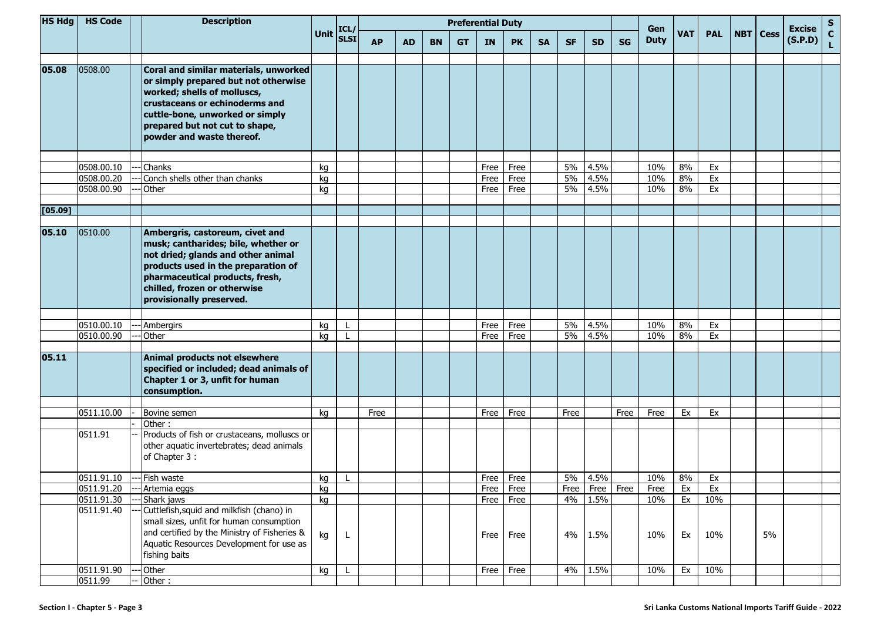| HS Hdg | HS Code | | Description | Unit | ICL/ SLSI | Preferential Duty | | | | | | | | | | Gen Duty | VAT | PAL | NBT | Cess | Excise (S.P.D) | S C L |
|---|---|---|---|---|---|---|---|---|---|---|---|---|---|---|---|---|---|---|---|---|---|---|
| | | | | | | AP | AD | BN | GT | IN | PK | SA | SF | SD | SG | | | | | | | |
| **05.08** | 0508.00 | | **Coral and similar materials, unworked or simply prepared but not otherwise worked; shells of molluscs, crustaceans or echinoderms and cuttle-bone, unworked or simply prepared but not cut to shape, powder and waste thereof.** | | | | | | | | | | | | | | | | | | | |
| | 0508.00.10 | --- | Chanks | kg | | | | | | Free | Free | | 5% | 4.5% | | 10% | 8% | Ex | | | | |
| | 0508.00.20 | --- | Conch shells other than chanks | kg | | | | | | Free | Free | | 5% | 4.5% | | 10% | 8% | Ex | | | | |
| | 0508.00.90 | --- | Other | kg | | | | | | Free | Free | | 5% | 4.5% | | 10% | 8% | Ex | | | | |
| [05.09] | | | | | | | | | | | | | | | | | | | | | | |
| **05.10** | 0510.00 | | **Ambergris, castoreum, civet and musk; cantharides; bile, whether or not dried; glands and other animal products used in the preparation of pharmaceutical products, fresh, chilled, frozen or otherwise provisionally preserved.** | | | | | | | | | | | | | | | | | | | |
| | 0510.00.10 | --- | Ambergirs | kg | L | | | | | Free | Free | | 5% | 4.5% | | 10% | 8% | Ex | | | | |
| | 0510.00.90 | --- | Other | kg | L | | | | | Free | Free | | 5% | 4.5% | | 10% | 8% | Ex | | | | |
| **05.11** | | | **Animal products not elsewhere specified or included; dead animals of Chapter 1 or 3, unfit for human consumption.** | | | | | | | | | | | | | | | | | | | |
| | 0511.10.00 | - | Bovine semen | kg | | Free | | | | Free | Free | | Free | | Free | Free | Ex | Ex | | | | |
| | | - | Other : | | | | | | | | | | | | | | | | | | | |
| | 0511.91 | -- | Products of fish or crustaceans, molluscs or other aquatic invertebrates; dead animals of Chapter 3 : | | | | | | | | | | | | | | | | | | | |
| | 0511.91.10 | --- | Fish waste | kg | L | | | | | Free | Free | | 5% | 4.5% | | 10% | 8% | Ex | | | | |
| | 0511.91.20 | --- | Artemia eggs | kg | | | | | | Free | Free | | Free | Free | Free | Free | Ex | Ex | | | | |
| | 0511.91.30 | --- | Shark jaws | kg | | | | | | Free | Free | | 4% | 1.5% | | 10% | Ex | 10% | | | | |
| | 0511.91.40 | --- | Cuttlefish,squid and milkfish (chano) in small sizes, unfit for human consumption and certified by the Ministry of Fisheries & Aquatic Resources Development for use as fishing baits | kg | L | | | | | Free | Free | | 4% | 1.5% | | 10% | Ex | 10% | | 5% | | |
| | 0511.91.90 | --- | Other | kg | L | | | | | Free | Free | | 4% | 1.5% | | 10% | Ex | 10% | | | | |
| | 0511.99 | -- | Other : | | | | | | | | | | | | | | | | | | | |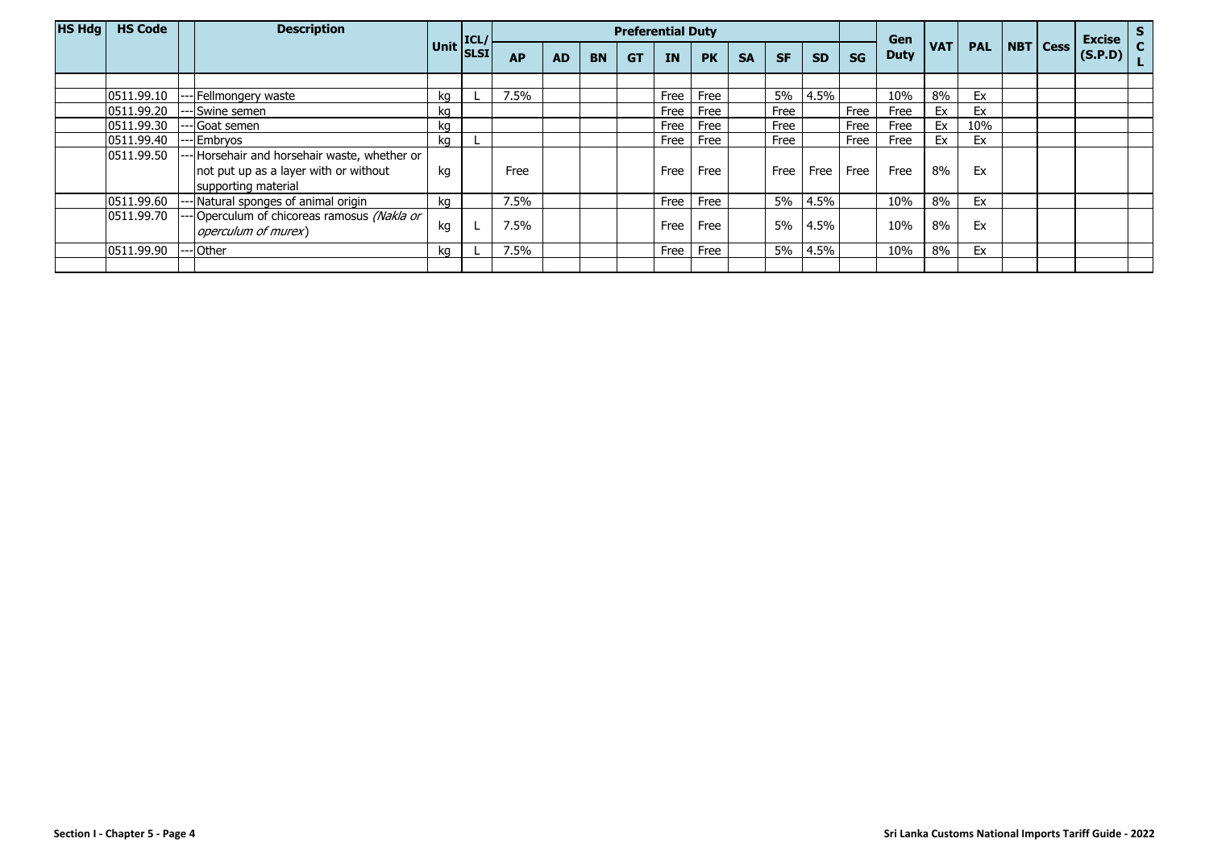| HS Hdg | HS Code | | Description | Unit | ICL/SLSI | Preferential Duty | | | | | | | | | | Gen Duty | VAT | PAL | NBT | Cess | Excise (S.P.D) | SCL |
|---|---|---|---|---|---|---|---|---|---|---|---|---|---|---|---|---|---|---|---|---|---|---|
| | | | | | | AP | AD | BN | GT | IN | PK | SA | SF | SD | SG | | | | | | | |
| | | | | | | | | | | | | | | | | | | | | | | |
| | 0511.99.10 | --- | Fellmongery waste | kg | L | 7.5% | | | | Free | Free | | 5% | 4.5% | | 10% | 8% | Ex | | | | |
| | 0511.99.20 | --- | Swine semen | kg | | | | | | Free | Free | | Free | | Free | Free | Ex | Ex | | | | |
| | 0511.99.30 | --- | Goat semen | kg | | | | | | Free | Free | | Free | | Free | Free | Ex | 10% | | | | |
| | 0511.99.40 | --- | Embryos | kg | L | | | | | Free | Free | | Free | | Free | Free | Ex | Ex | | | | |
| | 0511.99.50 | --- | Horsehair and horsehair waste, whether or not put up as a layer with or without supporting material | kg | | Free | | | | Free | Free | | Free | Free | Free | Free | 8% | Ex | | | | |
| | 0511.99.60 | --- | Natural sponges of animal origin | kg | | 7.5% | | | | Free | Free | | 5% | 4.5% | | 10% | 8% | Ex | | | | |
| | 0511.99.70 | --- | Operculum of chicoreas ramosus *(Nakla or operculum of murex*) | kg | L | 7.5% | | | | Free | Free | | 5% | 4.5% | | 10% | 8% | Ex | | | | |
| | 0511.99.90 | --- | Other | kg | L | 7.5% | | | | Free | Free | | 5% | 4.5% | | 10% | 8% | Ex | | | | |
| | | | | | | | | | | | | | | | | | | | | | | |